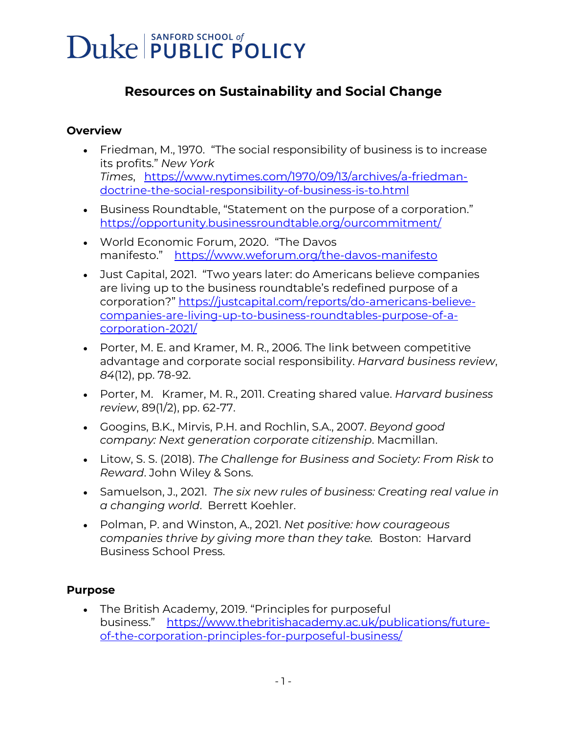Duke | SANFORD SCHOOL *of* PUBLIC POLICY

# Resources on Sustainability and Social Change

## Overview

- Friedman, M., 1970. "The social responsibility of business is to increase its profits." *New York Times*, https://www.nytimes.com/1970/09/13/archives/a-friedman-doctrine-the-social-responsibility-of-business-is-to.html
- Business Roundtable, "Statement on the purpose of a corporation." https://opportunity.businessroundtable.org/ourcommitment/
- World Economic Forum, 2020. "The Davos manifesto." https://www.weforum.org/the-davos-manifesto
- Just Capital, 2021. "Two years later: do Americans believe companies are living up to the business roundtable's redefined purpose of a corporation?" https://justcapital.com/reports/do-americans-believe-companies-are-living-up-to-business-roundtables-purpose-of-a-corporation-2021/
- Porter, M. E. and Kramer, M. R., 2006. The link between competitive advantage and corporate social responsibility. *Harvard business review*, *84*(12), pp. 78-92.
- Porter, M. Kramer, M. R., 2011. Creating shared value. *Harvard business review*, 89(1/2), pp. 62-77.
- Googins, B.K., Mirvis, P.H. and Rochlin, S.A., 2007. *Beyond good company: Next generation corporate citizenship*. Macmillan.
- Litow, S. S. (2018). *The Challenge for Business and Society: From Risk to Reward*. John Wiley & Sons.
- Samuelson, J., 2021. *The six new rules of business: Creating real value in a changing world*. Berrett Koehler.
- Polman, P. and Winston, A., 2021. *Net positive: how courageous companies thrive by giving more than they take.* Boston: Harvard Business School Press.

## Purpose

- The British Academy, 2019. "Principles for purposeful business." https://www.thebritishacademy.ac.uk/publications/future-of-the-corporation-principles-for-purposeful-business/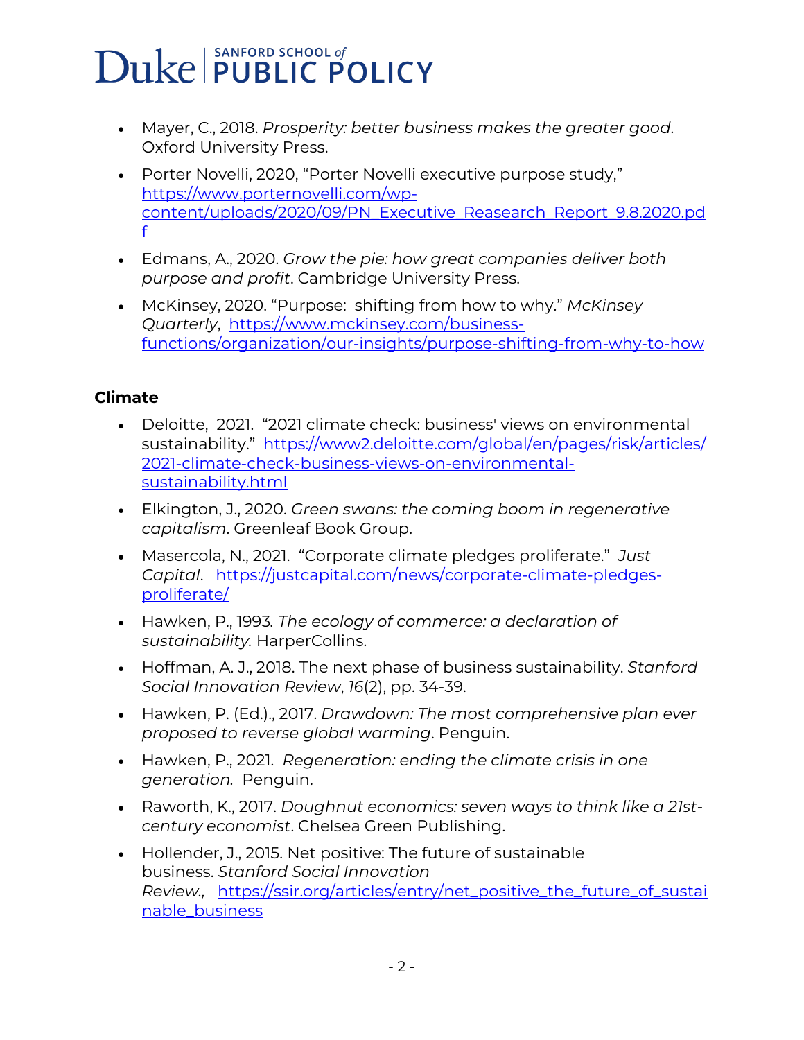- Mayer, C., 2018. *Prosperity: better business makes the greater good*. Oxford University Press.
- Porter Novelli, 2020, "Porter Novelli executive purpose study," https://www.porternovelli.com/wp-content/uploads/2020/09/PN_Executive_Reasearch_Report_9.8.2020.pdf
- Edmans, A., 2020. *Grow the pie: how great companies deliver both purpose and profit*. Cambridge University Press.
- McKinsey, 2020. "Purpose: shifting from how to why." *McKinsey Quarterly*, https://www.mckinsey.com/business-functions/organization/our-insights/purpose-shifting-from-why-to-how

### Climate

- Deloitte, 2021. "2021 climate check: business' views on environmental sustainability." https://www2.deloitte.com/global/en/pages/risk/articles/2021-climate-check-business-views-on-environmental-sustainability.html
- Elkington, J., 2020. *Green swans: the coming boom in regenerative capitalism*. Greenleaf Book Group.
- Masercola, N., 2021. "Corporate climate pledges proliferate." *Just Capital*. https://justcapital.com/news/corporate-climate-pledges-proliferate/
- Hawken, P., 1993. *The ecology of commerce: a declaration of sustainability*. HarperCollins.
- Hoffman, A. J., 2018. The next phase of business sustainability. *Stanford Social Innovation Review*, *16*(2), pp. 34-39.
- Hawken, P. (Ed.)., 2017. *Drawdown: The most comprehensive plan ever proposed to reverse global warming*. Penguin.
- Hawken, P., 2021. *Regeneration: ending the climate crisis in one generation.* Penguin.
- Raworth, K., 2017. *Doughnut economics: seven ways to think like a 21st-century economist*. Chelsea Green Publishing.
- Hollender, J., 2015. Net positive: The future of sustainable business. *Stanford Social Innovation Review.*, https://ssir.org/articles/entry/net_positive_the_future_of_sustainable_business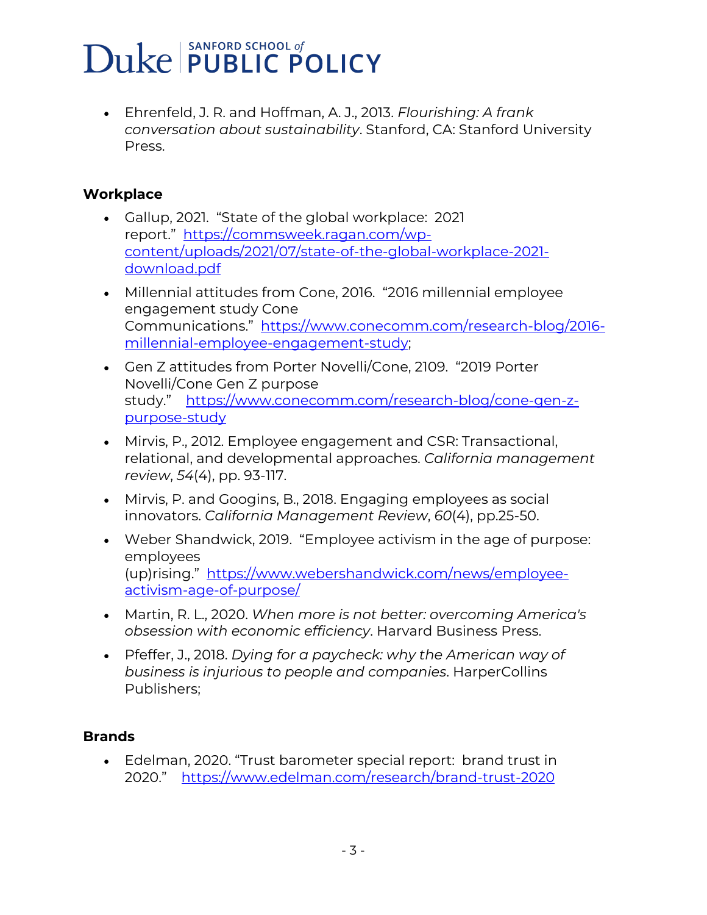- Ehrenfeld, J. R. and Hoffman, A. J., 2013. *Flourishing: A frank conversation about sustainability*. Stanford, CA: Stanford University Press.

**Workplace**

- Gallup, 2021. "State of the global workplace: 2021 report." [https://commsweek.ragan.com/wp-content/uploads/2021/07/state-of-the-global-workplace-2021-download.pdf](https://commsweek.ragan.com/wp-content/uploads/2021/07/state-of-the-global-workplace-2021-download.pdf)
- Millennial attitudes from Cone, 2016. "2016 millennial employee engagement study Cone Communications." [https://www.conecomm.com/research-blog/2016-millennial-employee-engagement-study](https://www.conecomm.com/research-blog/2016-millennial-employee-engagement-study);
- Gen Z attitudes from Porter Novelli/Cone, 2109. "2019 Porter Novelli/Cone Gen Z purpose study." [https://www.conecomm.com/research-blog/cone-gen-z-purpose-study](https://www.conecomm.com/research-blog/cone-gen-z-purpose-study)
- Mirvis, P., 2012. Employee engagement and CSR: Transactional, relational, and developmental approaches. *California management review*, *54*(4), pp. 93-117.
- Mirvis, P. and Googins, B., 2018. Engaging employees as social innovators. *California Management Review*, *60*(4), pp.25-50.
- Weber Shandwick, 2019. "Employee activism in the age of purpose: employees (up)rising." [https://www.webershandwick.com/news/employee-activism-age-of-purpose/](https://www.webershandwick.com/news/employee-activism-age-of-purpose/)
- Martin, R. L., 2020. *When more is not better: overcoming America's obsession with economic efficiency*. Harvard Business Press.
- Pfeffer, J., 2018. *Dying for a paycheck: why the American way of business is injurious to people and companies*. HarperCollins Publishers;

**Brands**

- Edelman, 2020. "Trust barometer special report: brand trust in 2020." [https://www.edelman.com/research/brand-trust-2020](https://www.edelman.com/research/brand-trust-2020)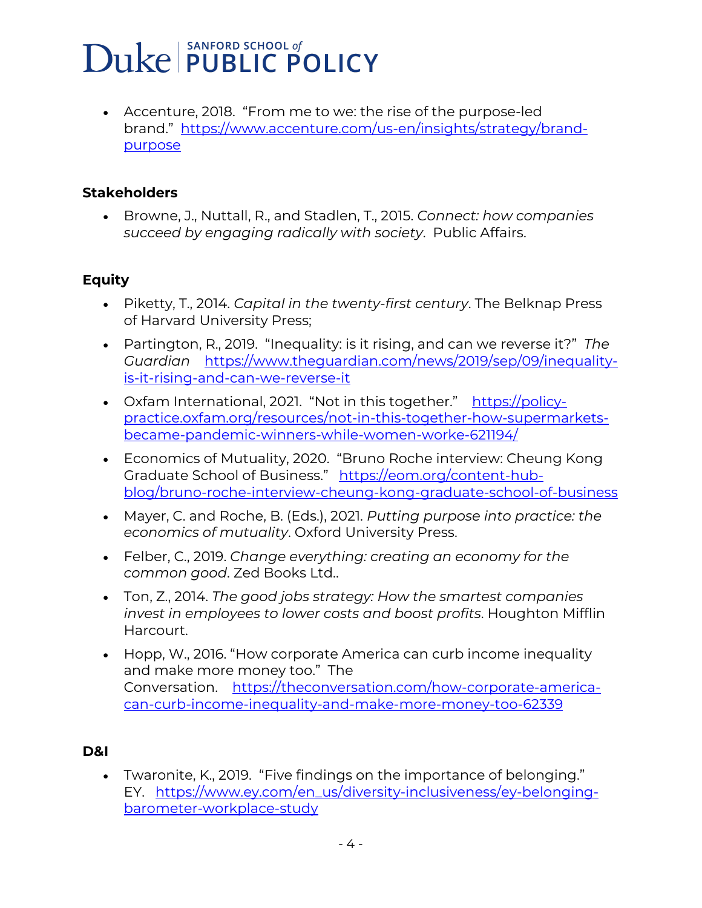- Accenture, 2018. "From me to we: the rise of the purpose-led brand." https://www.accenture.com/us-en/insights/strategy/brand-purpose

**Stakeholders**

- Browne, J., Nuttall, R., and Stadlen, T., 2015. *Connect: how companies succeed by engaging radically with society*. Public Affairs.

**Equity**

- Piketty, T., 2014. *Capital in the twenty-first century*. The Belknap Press of Harvard University Press;
- Partington, R., 2019. "Inequality: is it rising, and can we reverse it?" *The Guardian* https://www.theguardian.com/news/2019/sep/09/inequality-is-it-rising-and-can-we-reverse-it
- Oxfam International, 2021. "Not in this together." https://policy-practice.oxfam.org/resources/not-in-this-together-how-supermarkets-became-pandemic-winners-while-women-worke-621194/
- Economics of Mutuality, 2020. "Bruno Roche interview: Cheung Kong Graduate School of Business." https://eom.org/content-hub-blog/bruno-roche-interview-cheung-kong-graduate-school-of-business
- Mayer, C. and Roche, B. (Eds.), 2021. *Putting purpose into practice: the economics of mutuality*. Oxford University Press.
- Felber, C., 2019. *Change everything: creating an economy for the common good*. Zed Books Ltd..
- Ton, Z., 2014. *The good jobs strategy: How the smartest companies invest in employees to lower costs and boost profits*. Houghton Mifflin Harcourt.
- Hopp, W., 2016. "How corporate America can curb income inequality and make more money too." The Conversation. https://theconversation.com/how-corporate-america-can-curb-income-inequality-and-make-more-money-too-62339

**D&I**

- Twaronite, K., 2019. "Five findings on the importance of belonging." EY. https://www.ey.com/en_us/diversity-inclusiveness/ey-belonging-barometer-workplace-study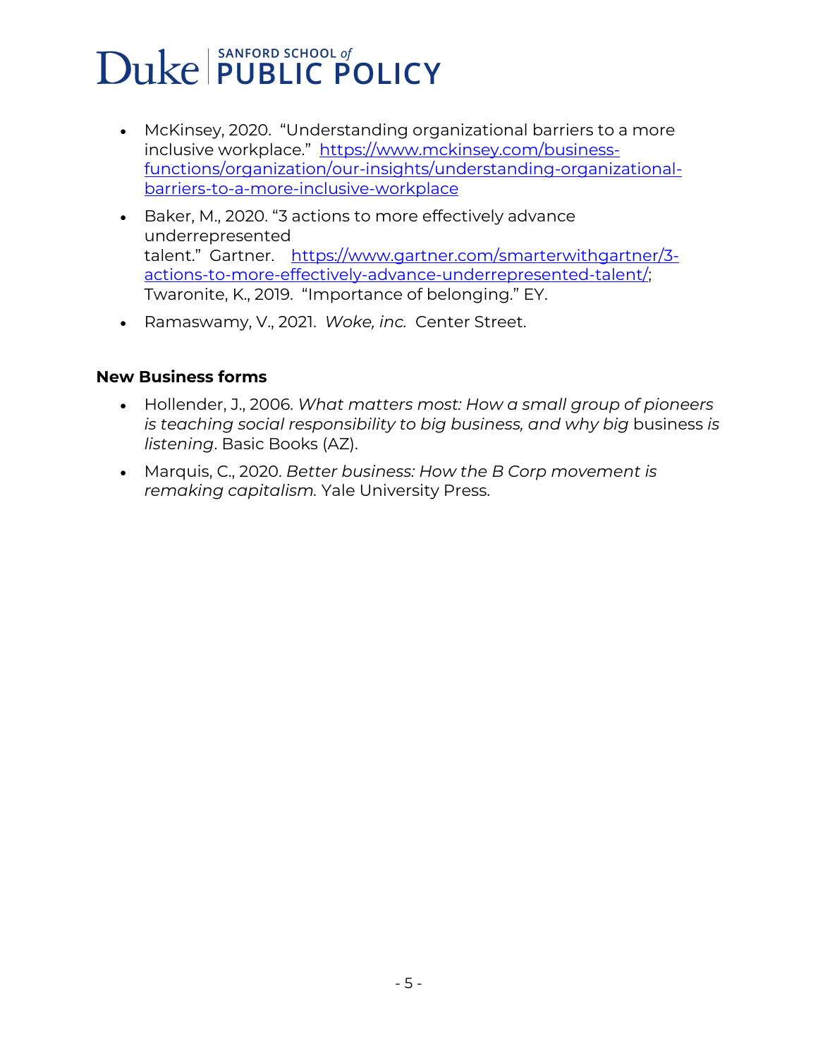- McKinsey, 2020. "Understanding organizational barriers to a more inclusive workplace." https://www.mckinsey.com/business-functions/organization/our-insights/understanding-organizational-barriers-to-a-more-inclusive-workplace
- Baker, M., 2020. "3 actions to more effectively advance underrepresented talent." Gartner. https://www.gartner.com/smarterwithgartner/3-actions-to-more-effectively-advance-underrepresented-talent/; Twaronite, K., 2019. "Importance of belonging." EY.
- Ramaswamy, V., 2021. *Woke, inc.* Center Street.

**New Business forms**

- Hollender, J., 2006. *What matters most: How a small group of pioneers is teaching social responsibility to big business, and why big* business *is listening*. Basic Books (AZ).
- Marquis, C., 2020. *Better business: How the B Corp movement is remaking capitalism.* Yale University Press.